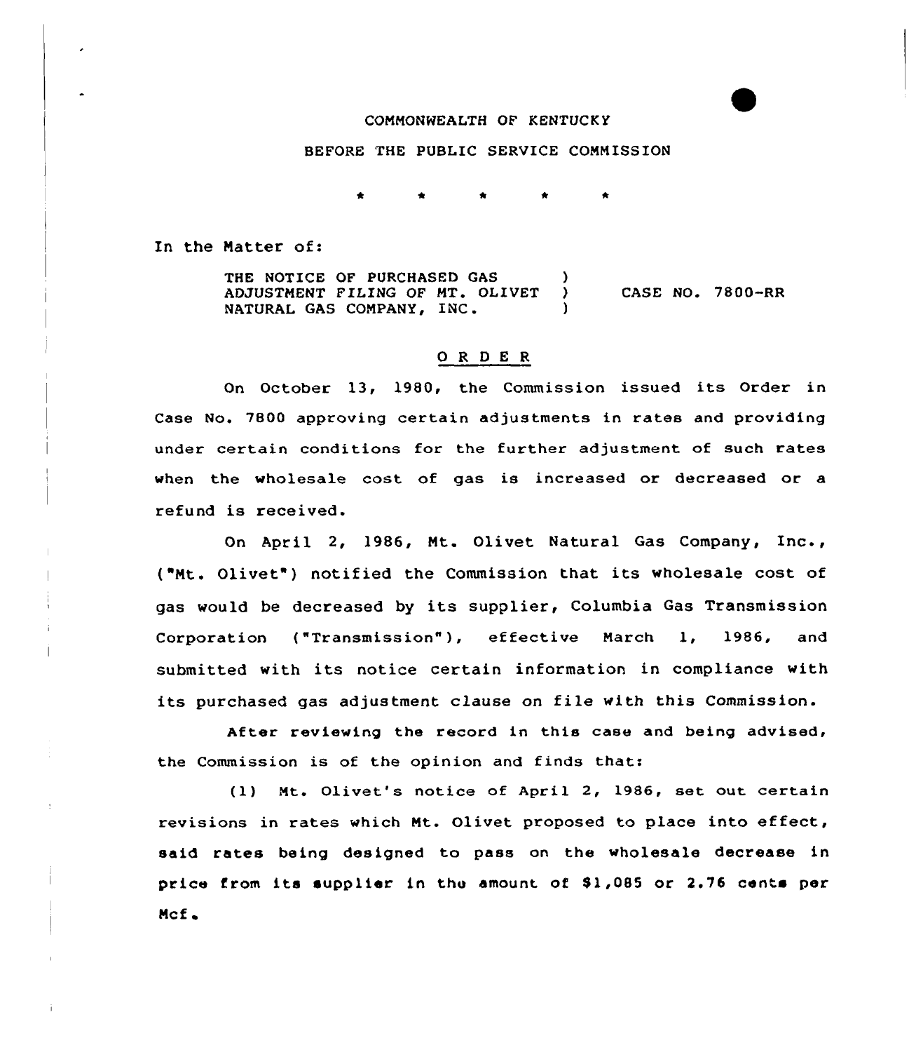COMMONWEALTH OF KENTUCKY

BEFORE THE PUBLIC SERVICE COMMISSION

\* \* \* \* \*

In the Matter of:

THE NOTICE OF PURCHASED GAS ADJUSTMENT FILING OF MT. OLIVET NATURAL GAS COMPANY, INC. ) CASE NO. 7800-RR

## O R D E R

On October 13, 1980, the Commission issued its Order in Case No. 7800 approving certain adjustments in rates and providing under certain conditions for the further adjustment of such rates when the wholesale cost of gas is increased or decreased or a refund is received.

On April 2, 1986, Mt. Olivet Natural Gas Company, Inc., ("Mt. Olivet") notified the Commission that its wholesale cost of gas would be decreased by its supplier, Columbia Gas Transmission Corporation ("Transmission"), effective March 1, 1986, and submitted with its notice certain information in compliance with its purchased gas adjustment clause on file with this Commission.

After reviewing the record in this case and being advised, the Commission is of the opinion and finds that:

(1) Mt. Olivet's notice of April 2, 1986, set out certain revisions in rates which Mt. Olivet proposed to place into effect, said rates being designed to pass on the wholesale decrease in price from its supplier in the amount of $1,085 or 2.76 cents per Mcf.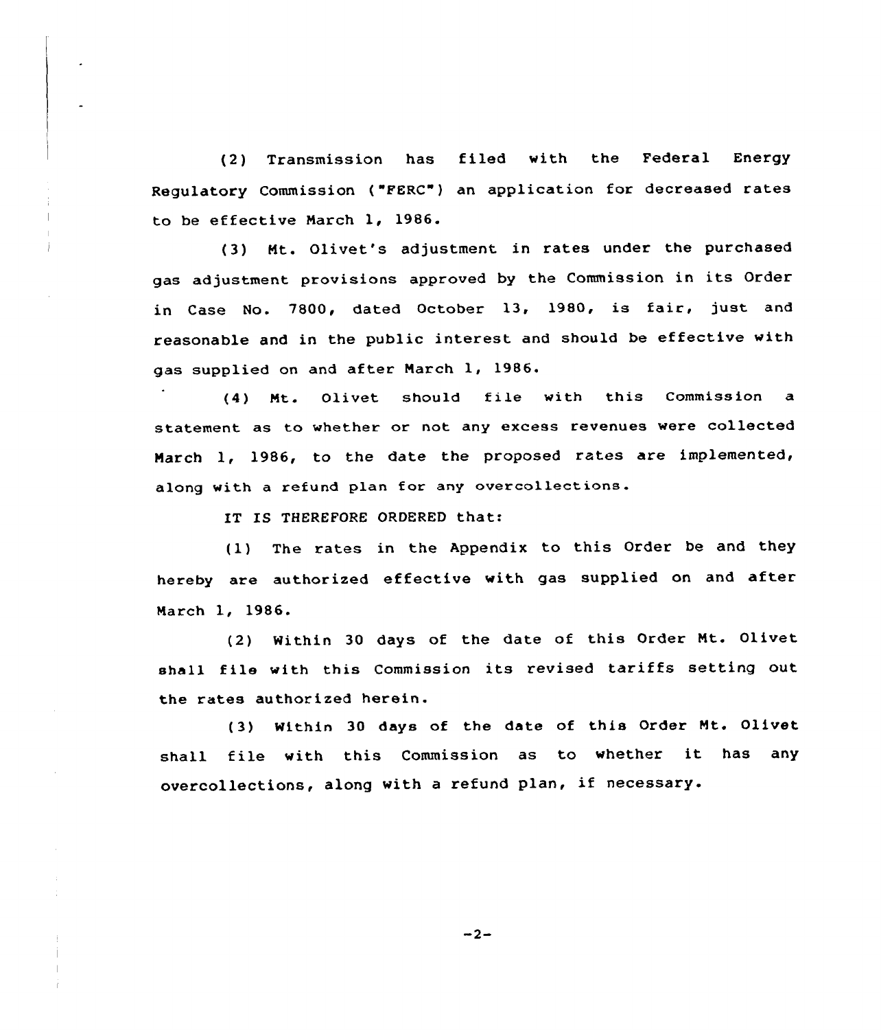(2) Transmission has filed with the Federal Energy Regulatory Commission ("FERC") an application for decreased rates to be effective March 1, 1986.

(3) Mt. Olivet's adjustment in rates under the purchased gas adjustment provisions approved by the Commission in its Order in Case No. 7800, dated October 13, 1980, is fair, just and reasonable and in the public interest and should be effective with gas supplied on and after March 1, 1986.

(4) Mt. Olivet should file with this Commission a statement as to whether or not any excess revenues were collected March 1, 1986, to the date the proposed rates are implemented, along with a refund plan for any overcollections.

IT IS THEREFORE ORDERED that:

(1) The rates in the Appendix to this Order be and they hereby are authorized effective with gas supplied on and after March 1, 1986.

(2) Within 30 days of the date of this Order Mt. Olivet shall file with this Commission its revised tariffs setting out the rates authorized herein.

(3) Within 30 days of the date of this Order Mt. Olivet shall file with this Commission as to whether it has any overcollections, along with a refund plan, if necessary.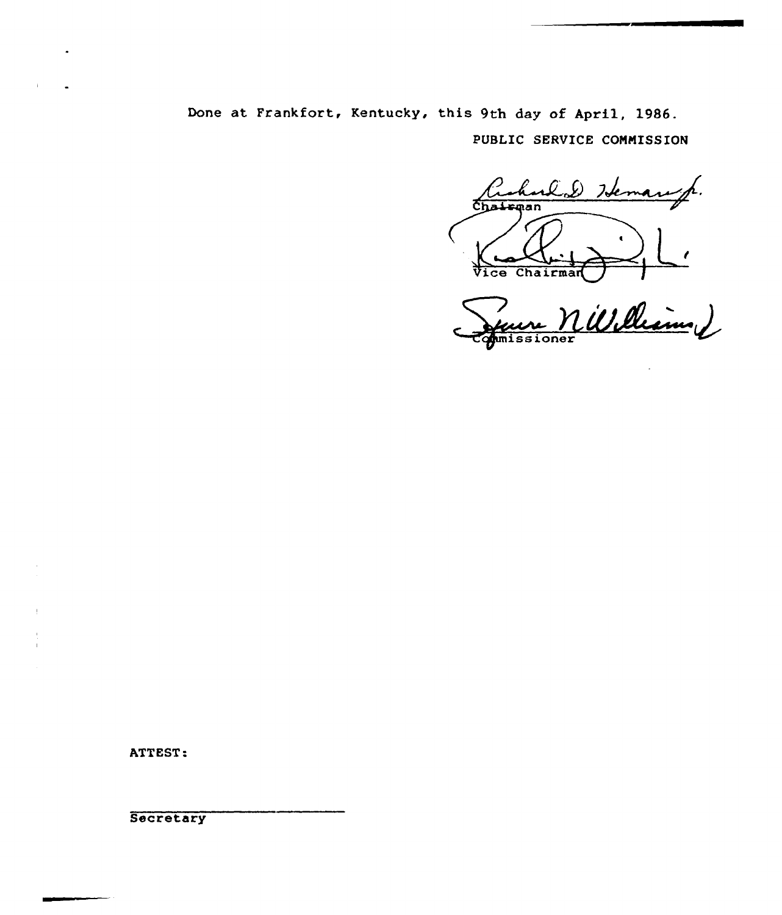Done at Frankfort, Kentucky, this 9th day of April, 1986.

PUBLIC SERVICE COMMISSION

Chairman

Vice Chairman

Commissioner

ATTEST:

Secretary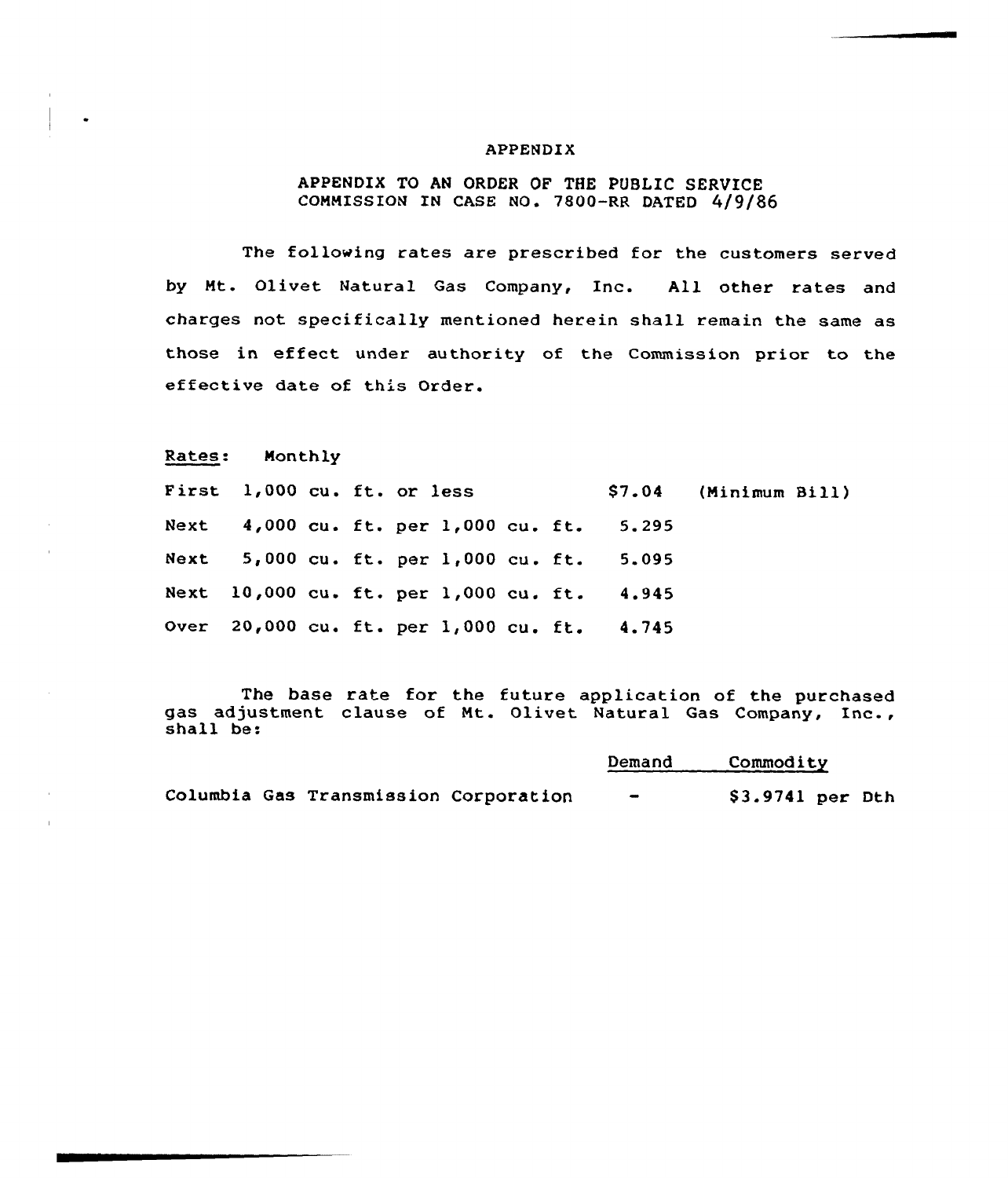# APPENDIX

## APPENDIX TO AN ORDER OF THE PUBLIC SERVICE COMMISSION IN CASE NO. 7800-RR DATED 4/9/86

The following rates are prescribed for the customers served by Mt. Olivet Natural Gas Company, Inc. All other rates and charges not specifically mentioned herein shall remain the same as those in effect under authority of the Commission prior to the effective date of this Order.

Rates: Monthly

| | | | |
|---|---|---|---|
| First | 1,000 cu. ft. or less | $7.04 | (Minimum Bill) |
| Next | 4,000 cu. ft. per 1,000 cu. ft. | 5.295 | |
| Next | 5,000 cu. ft. per 1,000 cu. ft. | 5.095 | |
| Next | 10,000 cu. ft. per 1,000 cu. ft. | 4.945 | |
| Over | 20,000 cu. ft. per 1,000 cu. ft. | 4.745 | |

The base rate for the future application of the purchased gas adjustment clause of Mt. Olivet Natural Gas Company, Inc., shall be:

| | Demand | Commodity |
|---|---|---|
| Columbia Gas Transmission Corporation | - | $3.9741 per Dth |